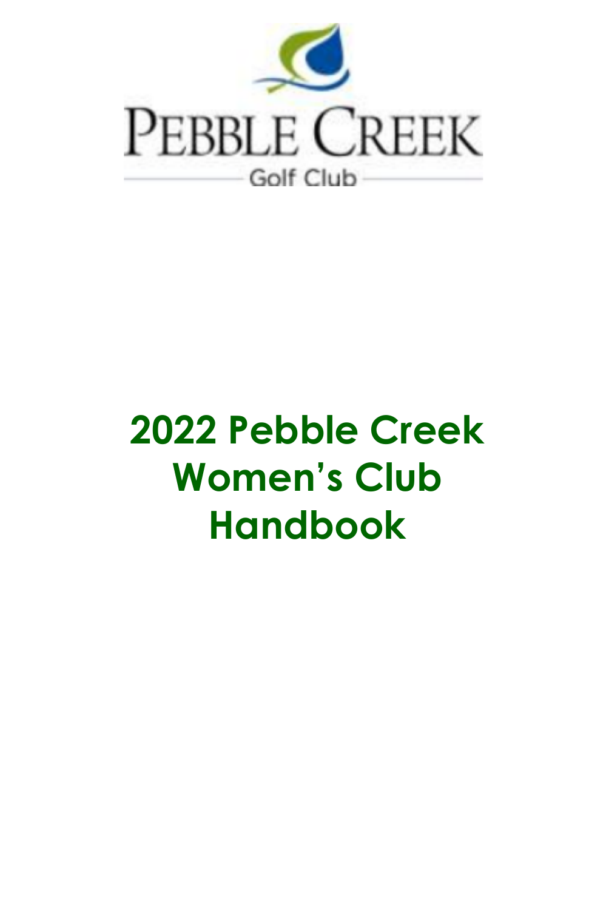PEBBLE CREEK

Golf Club

# 2022 Pebble Creek Women's Club Handbook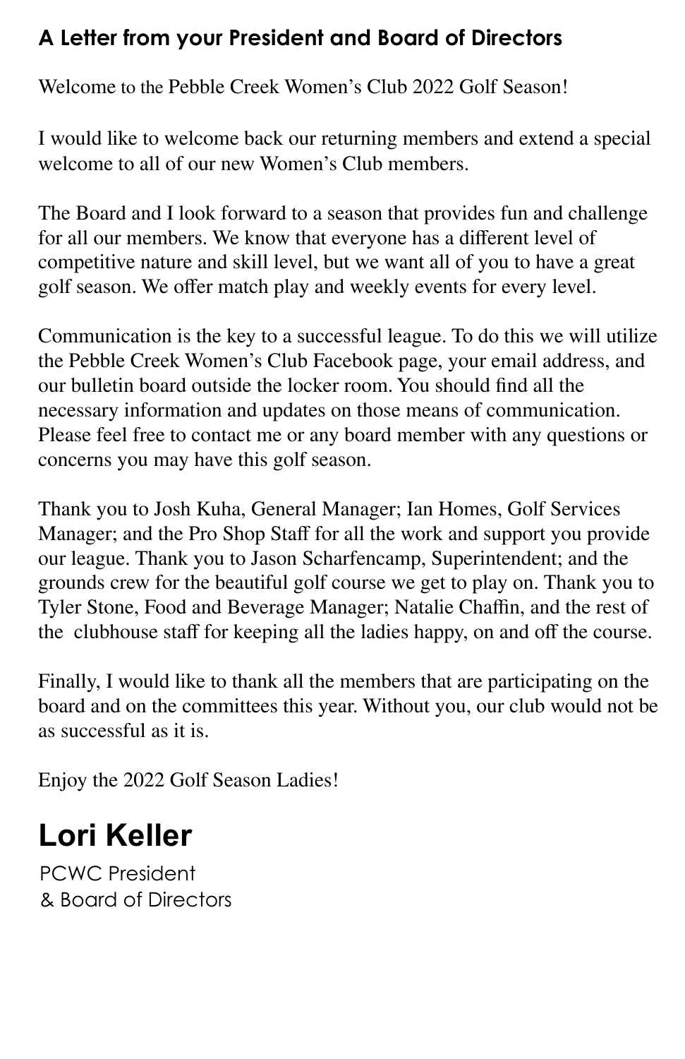## A Letter from your President and Board of Directors

Welcome to the Pebble Creek Women's Club 2022 Golf Season!

I would like to welcome back our returning members and extend a special welcome to all of our new Women's Club members.

The Board and I look forward to a season that provides fun and challenge for all our members. We know that everyone has a different level of competitive nature and skill level, but we want all of you to have a great golf season. We offer match play and weekly events for every level.

Communication is the key to a successful league. To do this we will utilize the Pebble Creek Women's Club Facebook page, your email address, and our bulletin board outside the locker room. You should find all the necessary information and updates on those means of communication. Please feel free to contact me or any board member with any questions or concerns you may have this golf season.

Thank you to Josh Kuha, General Manager; Ian Homes, Golf Services Manager; and the Pro Shop Staff for all the work and support you provide our league. Thank you to Jason Scharfencamp, Superintendent; and the grounds crew for the beautiful golf course we get to play on. Thank you to Tyler Stone, Food and Beverage Manager; Natalie Chaffin, and the rest of the clubhouse staff for keeping all the ladies happy, on and off the course.

Finally, I would like to thank all the members that are participating on the board and on the committees this year. Without you, our club would not be as successful as it is.

Enjoy the 2022 Golf Season Ladies!

# Lori Keller

PCWC President
& Board of Directors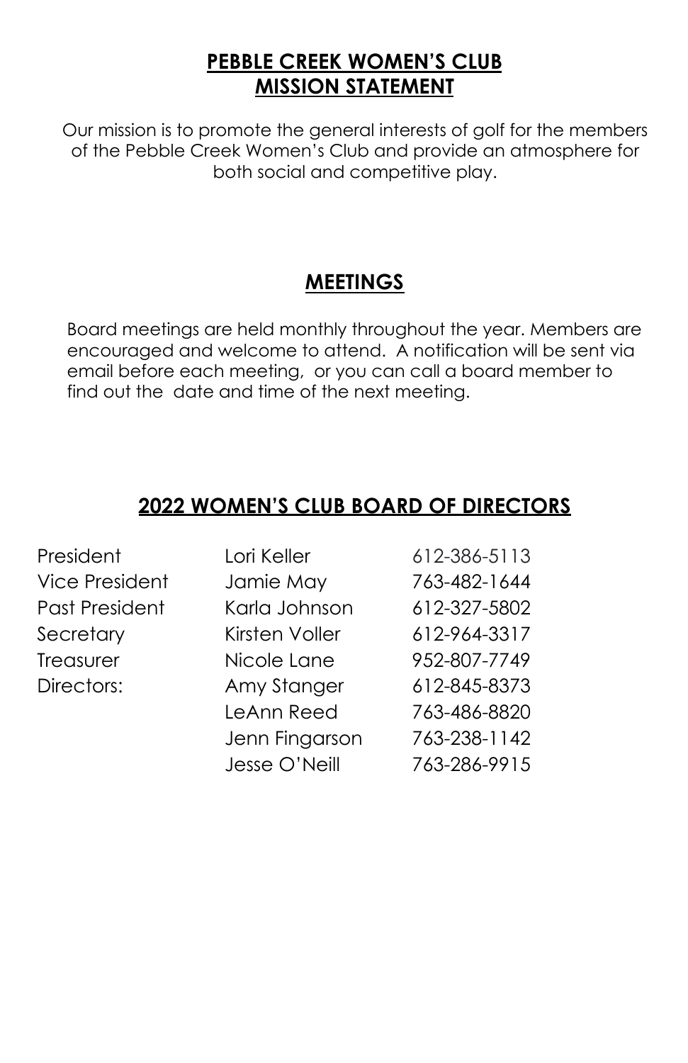## PEBBLE CREEK WOMEN'S CLUB MISSION STATEMENT

Our mission is to promote the general interests of golf for the members of the Pebble Creek Women's Club and provide an atmosphere for both social and competitive play.

## MEETINGS

Board meetings are held monthly throughout the year. Members are encouraged and welcome to attend. A notification will be sent via email before each meeting, or you can call a board member to find out the date and time of the next meeting.

## 2022 WOMEN'S CLUB BOARD OF DIRECTORS

| | | |
|---|---|---|
| President | Lori Keller | 612-386-5113 |
| Vice President | Jamie May | 763-482-1644 |
| Past President | Karla Johnson | 612-327-5802 |
| Secretary | Kirsten Voller | 612-964-3317 |
| Treasurer | Nicole Lane | 952-807-7749 |
| Directors: | Amy Stanger | 612-845-8373 |
| | LeAnn Reed | 763-486-8820 |
| | Jenn Fingarson | 763-238-1142 |
| | Jesse O'Neill | 763-286-9915 |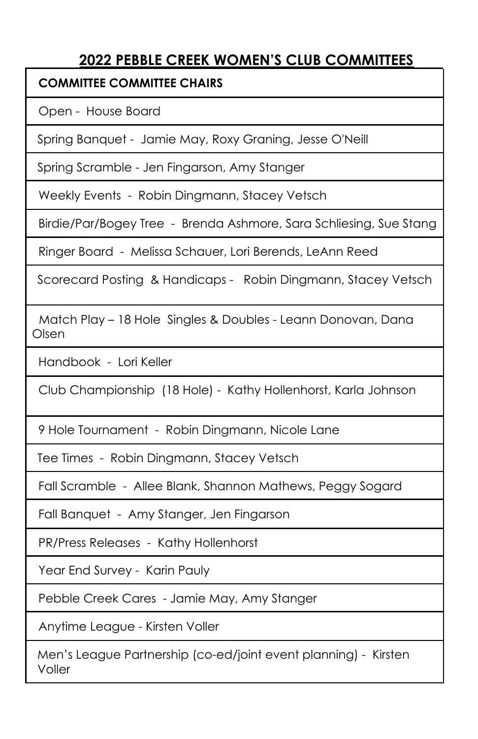## 2022 PEBBLE CREEK WOMEN'S CLUB COMMITTEES

| **COMMITTEE COMMITTEE CHAIRS** |
|---|
| Open - House Board |
| Spring Banquet - Jamie May, Roxy Graning, Jesse O'Neill |
| Spring Scramble - Jen Fingarson, Amy Stanger |
| Weekly Events - Robin Dingmann, Stacey Vetsch |
| Birdie/Par/Bogey Tree - Brenda Ashmore, Sara Schliesing, Sue Stang |
| Ringer Board - Melissa Schauer, Lori Berends, LeAnn Reed |
| Scorecard Posting & Handicaps - Robin Dingmann, Stacey Vetsch |
| Match Play – 18 Hole Singles & Doubles - Leann Donovan, Dana Olsen |
| Handbook - Lori Keller |
| Club Championship (18 Hole) - Kathy Hollenhorst, Karla Johnson |
| 9 Hole Tournament - Robin Dingmann, Nicole Lane |
| Tee Times - Robin Dingmann, Stacey Vetsch |
| Fall Scramble - Allee Blank, Shannon Mathews, Peggy Sogard |
| Fall Banquet - Amy Stanger, Jen Fingarson |
| PR/Press Releases - Kathy Hollenhorst |
| Year End Survey - Karin Pauly |
| Pebble Creek Cares - Jamie May, Amy Stanger |
| Anytime League - Kirsten Voller |
| Men's League Partnership (co-ed/joint event planning) - Kirsten Voller |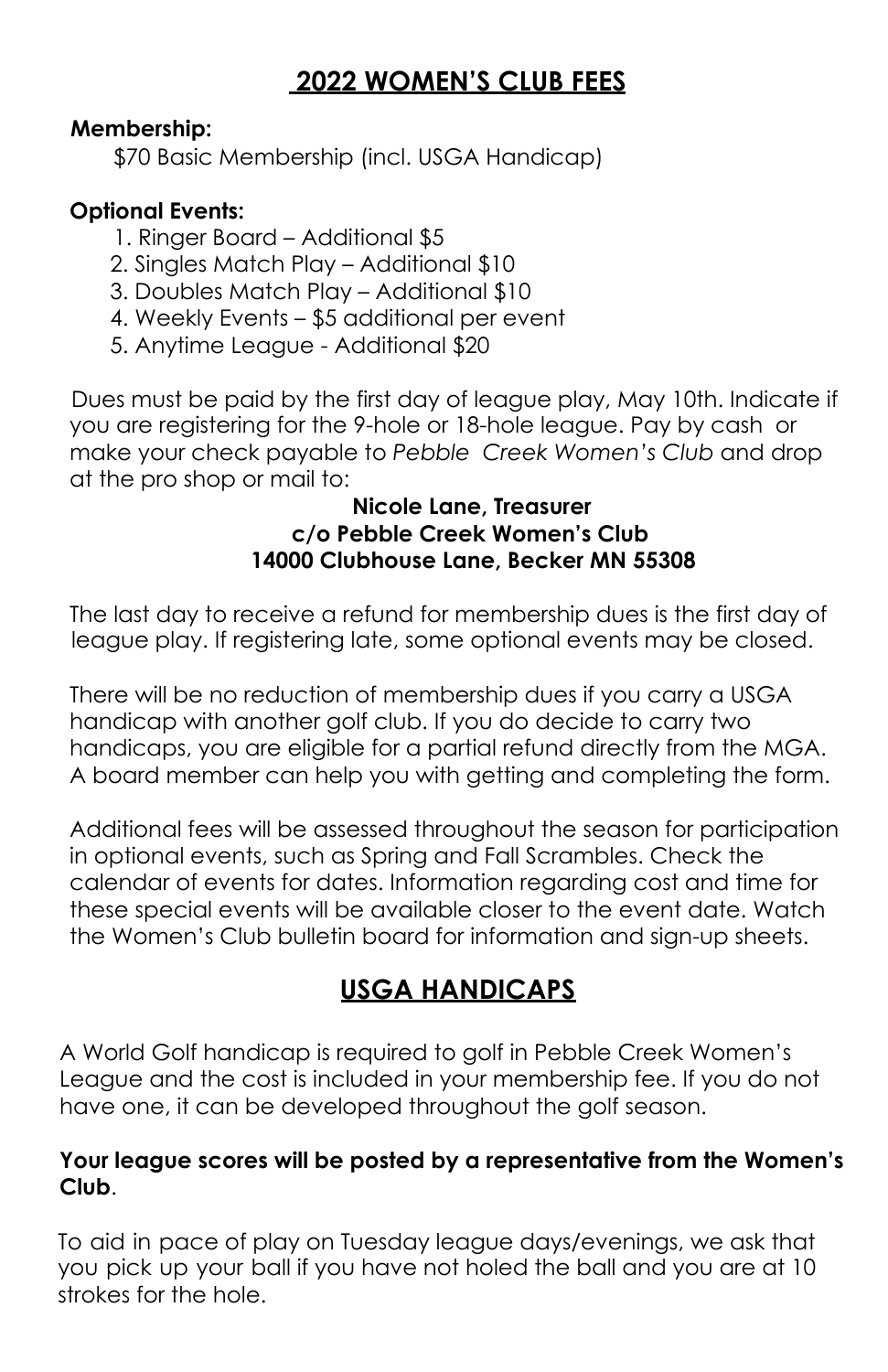## 2022 WOMEN'S CLUB FEES

**Membership:**

$70 Basic Membership (incl. USGA Handicap)

**Optional Events:**

1. Ringer Board – Additional $5
2. Singles Match Play – Additional $10
3. Doubles Match Play – Additional $10
4. Weekly Events – $5 additional per event
5. Anytime League - Additional $20

Dues must be paid by the first day of league play, May 10th. Indicate if you are registering for the 9-hole or 18-hole league. Pay by cash or make your check payable to *Pebble Creek Women's Club* and drop at the pro shop or mail to:

**Nicole Lane, Treasurer**
**c/o Pebble Creek Women's Club**
**14000 Clubhouse Lane, Becker MN 55308**

The last day to receive a refund for membership dues is the first day of league play. If registering late, some optional events may be closed.

There will be no reduction of membership dues if you carry a USGA handicap with another golf club. If you do decide to carry two handicaps, you are eligible for a partial refund directly from the MGA. A board member can help you with getting and completing the form.

Additional fees will be assessed throughout the season for participation in optional events, such as Spring and Fall Scrambles. Check the calendar of events for dates. Information regarding cost and time for these special events will be available closer to the event date. Watch the Women's Club bulletin board for information and sign-up sheets.

## USGA HANDICAPS

A World Golf handicap is required to golf in Pebble Creek Women's League and the cost is included in your membership fee. If you do not have one, it can be developed throughout the golf season.

**Your league scores will be posted by a representative from the Women's Club**.

To aid in pace of play on Tuesday league days/evenings, we ask that you pick up your ball if you have not holed the ball and you are at 10 strokes for the hole.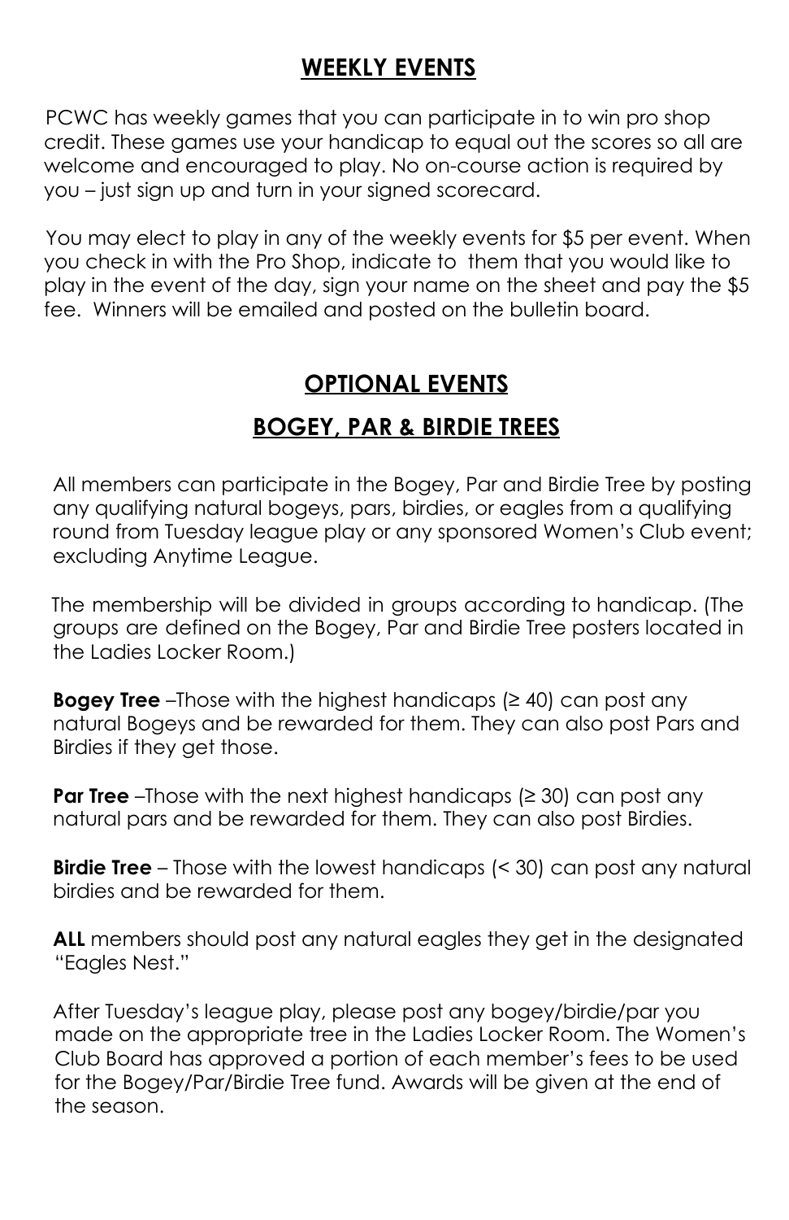## WEEKLY EVENTS

PCWC has weekly games that you can participate in to win pro shop credit. These games use your handicap to equal out the scores so all are welcome and encouraged to play. No on-course action is required by you – just sign up and turn in your signed scorecard.

You may elect to play in any of the weekly events for $5 per event. When you check in with the Pro Shop, indicate to them that you would like to play in the event of the day, sign your name on the sheet and pay the $5 fee. Winners will be emailed and posted on the bulletin board.

## OPTIONAL EVENTS

## BOGEY, PAR & BIRDIE TREES

All members can participate in the Bogey, Par and Birdie Tree by posting any qualifying natural bogeys, pars, birdies, or eagles from a qualifying round from Tuesday league play or any sponsored Women's Club event; excluding Anytime League.

The membership will be divided in groups according to handicap. (The groups are defined on the Bogey, Par and Birdie Tree posters located in the Ladies Locker Room.)

**Bogey Tree** –Those with the highest handicaps (≥ 40) can post any natural Bogeys and be rewarded for them. They can also post Pars and Birdies if they get those.

**Par Tree** –Those with the next highest handicaps (≥ 30) can post any natural pars and be rewarded for them. They can also post Birdies.

**Birdie Tree** – Those with the lowest handicaps (< 30) can post any natural birdies and be rewarded for them.

**ALL** members should post any natural eagles they get in the designated "Eagles Nest."

After Tuesday's league play, please post any bogey/birdie/par you made on the appropriate tree in the Ladies Locker Room. The Women's Club Board has approved a portion of each member's fees to be used for the Bogey/Par/Birdie Tree fund. Awards will be given at the end of the season.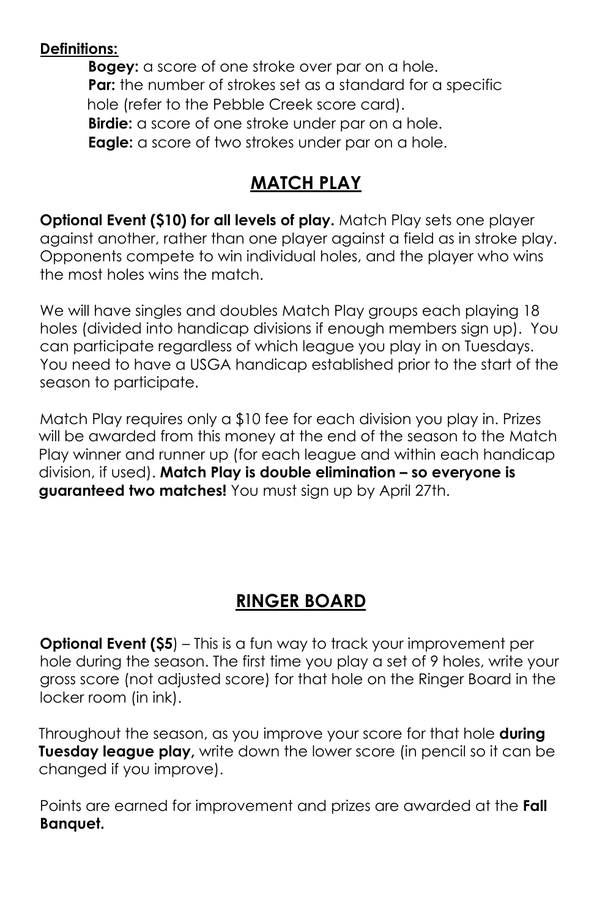**Definitions:**

**Bogey:** a score of one stroke over par on a hole.
**Par:** the number of strokes set as a standard for a specific hole (refer to the Pebble Creek score card).
**Birdie:** a score of one stroke under par on a hole.
**Eagle:** a score of two strokes under par on a hole.

## MATCH PLAY

**Optional Event ($10) for all levels of play.** Match Play sets one player against another, rather than one player against a field as in stroke play. Opponents compete to win individual holes, and the player who wins the most holes wins the match.

We will have singles and doubles Match Play groups each playing 18 holes (divided into handicap divisions if enough members sign up). You can participate regardless of which league you play in on Tuesdays. You need to have a USGA handicap established prior to the start of the season to participate.

Match Play requires only a $10 fee for each division you play in. Prizes will be awarded from this money at the end of the season to the Match Play winner and runner up (for each league and within each handicap division, if used). **Match Play is double elimination – so everyone is guaranteed two matches!** You must sign up by April 27th.

## RINGER BOARD

**Optional Event ($5**) – This is a fun way to track your improvement per hole during the season. The first time you play a set of 9 holes, write your gross score (not adjusted score) for that hole on the Ringer Board in the locker room (in ink).

Throughout the season, as you improve your score for that hole **during Tuesday league play,** write down the lower score (in pencil so it can be changed if you improve).

Points are earned for improvement and prizes are awarded at the **Fall Banquet.**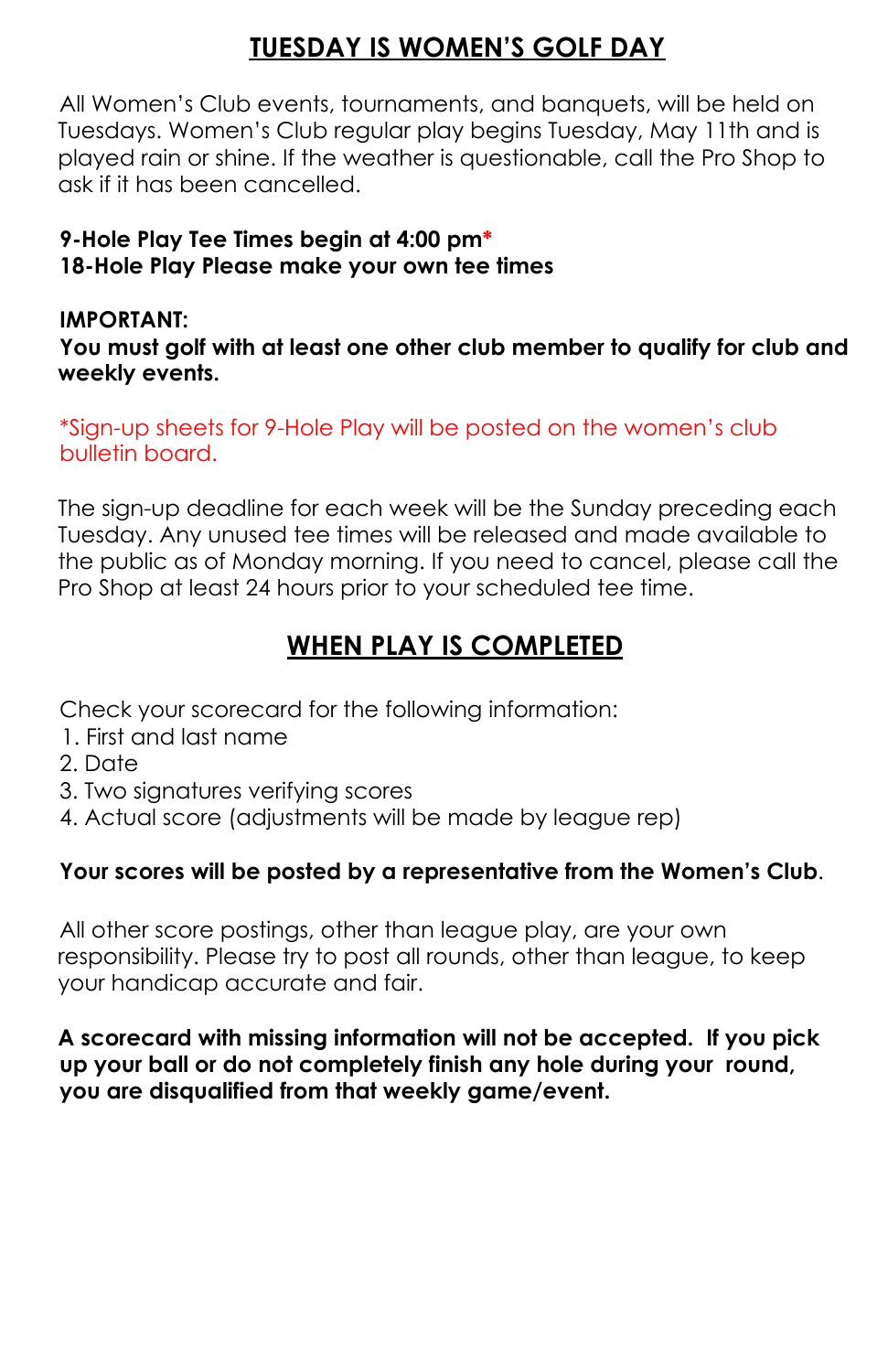## TUESDAY IS WOMEN'S GOLF DAY

All Women's Club events, tournaments, and banquets, will be held on Tuesdays. Women's Club regular play begins Tuesday, May 11th and is played rain or shine. If the weather is questionable, call the Pro Shop to ask if it has been cancelled.

**9-Hole Play Tee Times begin at 4:00 pm***
**18-Hole Play Please make your own tee times**

**IMPORTANT:**
**You must golf with at least one other club member to qualify for club and weekly events.**

*Sign-up sheets for 9-Hole Play will be posted on the women's club bulletin board.

The sign-up deadline for each week will be the Sunday preceding each Tuesday. Any unused tee times will be released and made available to the public as of Monday morning. If you need to cancel, please call the Pro Shop at least 24 hours prior to your scheduled tee time.

## WHEN PLAY IS COMPLETED

Check your scorecard for the following information:

1. First and last name
2. Date
3. Two signatures verifying scores
4. Actual score (adjustments will be made by league rep)

**Your scores will be posted by a representative from the Women's Club**.

All other score postings, other than league play, are your own responsibility. Please try to post all rounds, other than league, to keep your handicap accurate and fair.

**A scorecard with missing information will not be accepted. If you pick up your ball or do not completely finish any hole during your round, you are disqualified from that weekly game/event.**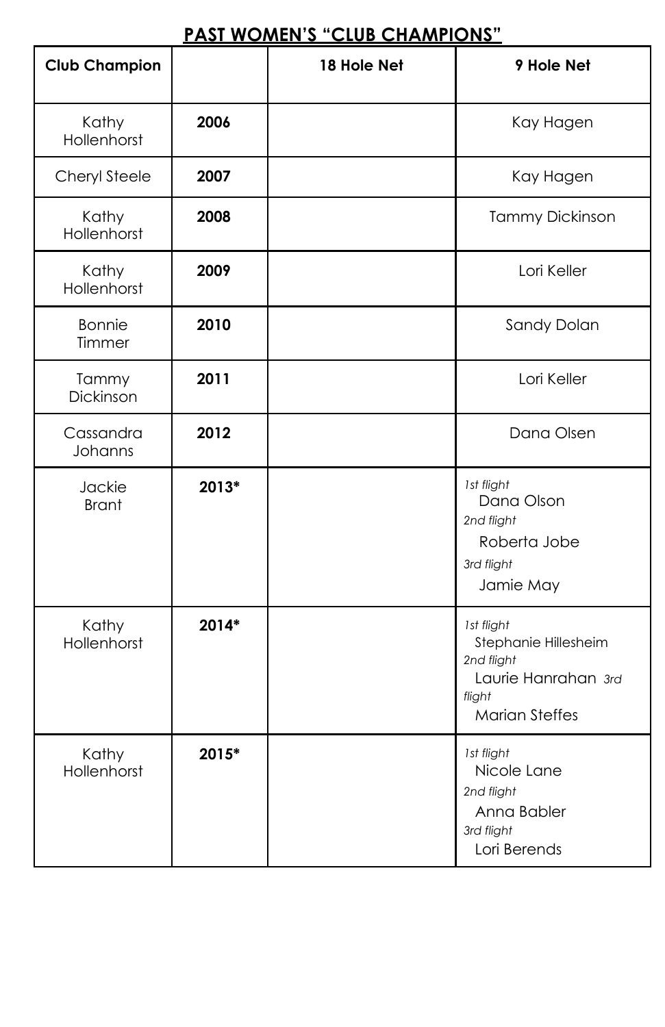## PAST WOMEN'S "CLUB CHAMPIONS"

| Club Champion | | 18 Hole Net | 9 Hole Net |
|---|---|---|---|
| Kathy Hollenhorst | **2006** | | Kay Hagen |
| Cheryl Steele | **2007** | | Kay Hagen |
| Kathy Hollenhorst | **2008** | | Tammy Dickinson |
| Kathy Hollenhorst | **2009** | | Lori Keller |
| Bonnie Timmer | **2010** | | Sandy Dolan |
| Tammy Dickinson | **2011** | | Lori Keller |
| Cassandra Johanns | **2012** | | Dana Olsen |
| Jackie Brant | **2013*** | | *1st flight* Dana Olson *2nd flight* Roberta Jobe *3rd flight* Jamie May |
| Kathy Hollenhorst | **2014*** | | *1st flight* Stephanie Hillesheim *2nd flight* Laurie Hanrahan *3rd flight* Marian Steffes |
| Kathy Hollenhorst | **2015*** | | *1st flight* Nicole Lane *2nd flight* Anna Babler *3rd flight* Lori Berends |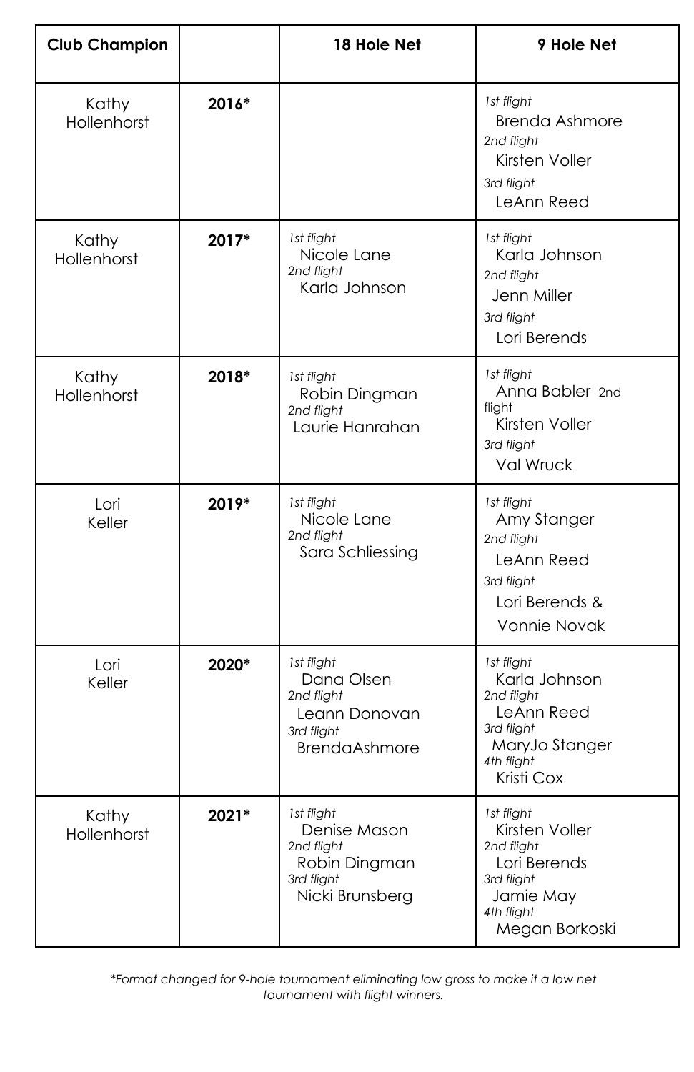| Club Champion | | 18 Hole Net | 9 Hole Net |
|---|---|---|---|
| Kathy Hollenhorst | **2016*** | | *1st flight* Brenda Ashmore *2nd flight* Kirsten Voller *3rd flight* LeAnn Reed |
| Kathy Hollenhorst | **2017*** | *1st flight* Nicole Lane *2nd flight* Karla Johnson | *1st flight* Karla Johnson *2nd flight* Jenn Miller *3rd flight* Lori Berends |
| Kathy Hollenhorst | **2018*** | *1st flight* Robin Dingman *2nd flight* Laurie Hanrahan | *1st flight* Anna Babler 2nd flight Kirsten Voller *3rd flight* Val Wruck |
| Lori Keller | **2019*** | *1st flight* Nicole Lane *2nd flight* Sara Schliessing | *1st flight* Amy Stanger *2nd flight* LeAnn Reed *3rd flight* Lori Berends & Vonnie Novak |
| Lori Keller | **2020*** | *1st flight* Dana Olsen *2nd flight* Leann Donovan *3rd flight* BrendaAshmore | *1st flight* Karla Johnson *2nd flight* LeAnn Reed *3rd flight* MaryJo Stanger *4th flight* Kristi Cox |
| Kathy Hollenhorst | **2021*** | *1st flight* Denise Mason *2nd flight* Robin Dingman *3rd flight* Nicki Brunsberg | *1st flight* Kirsten Voller *2nd flight* Lori Berends *3rd flight* Jamie May *4th flight* Megan Borkoski |

*\*Format changed for 9-hole tournament eliminating low gross to make it a low net tournament with flight winners.*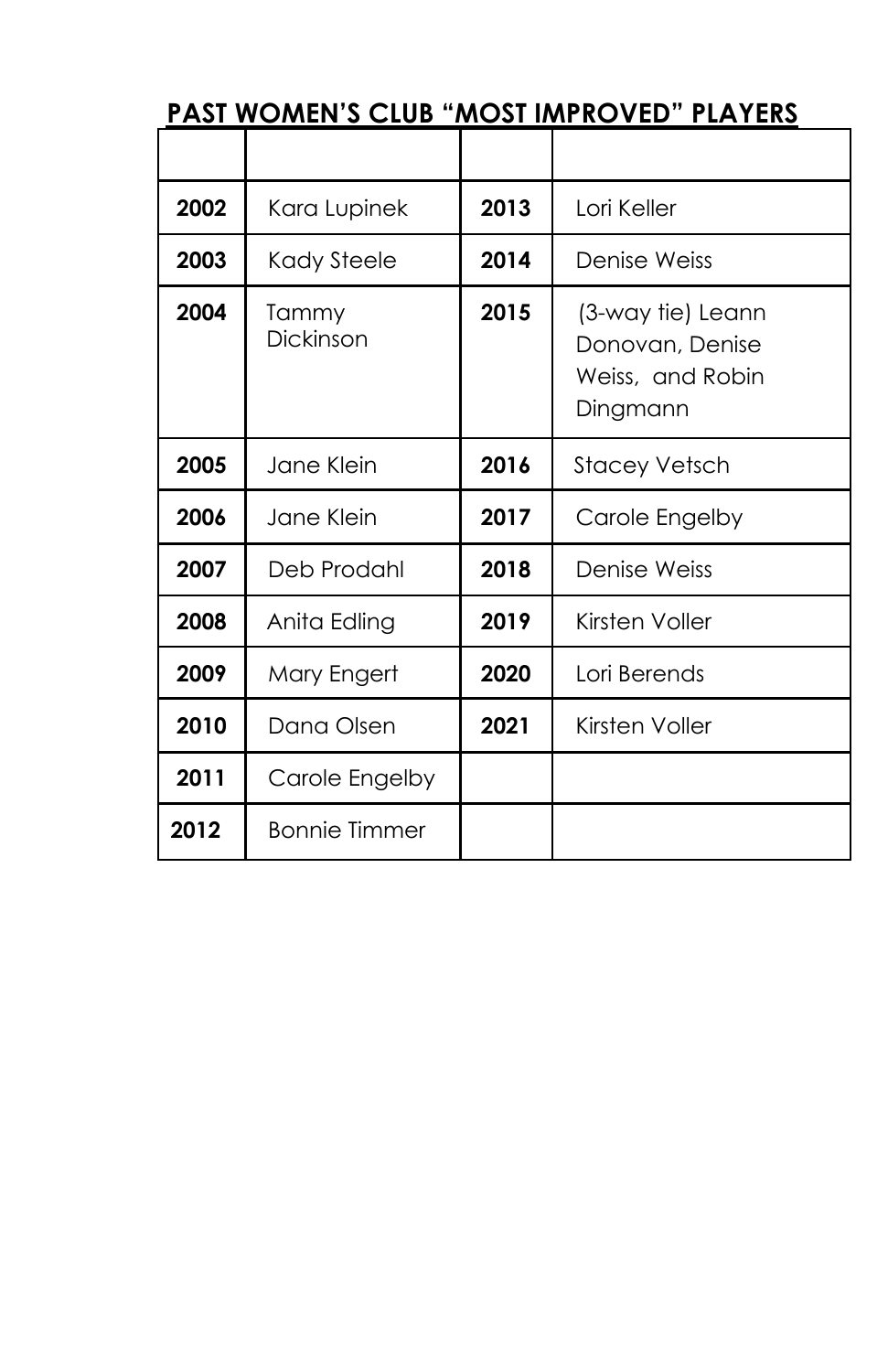## PAST WOMEN'S CLUB "MOST IMPROVED" PLAYERS

| | | | |
|---|---|---|---|
| **2002** | Kara Lupinek | **2013** | Lori Keller |
| **2003** | Kady Steele | **2014** | Denise Weiss |
| **2004** | Tammy Dickinson | **2015** | (3-way tie) Leann Donovan, Denise Weiss, and Robin Dingmann |
| **2005** | Jane Klein | **2016** | Stacey Vetsch |
| **2006** | Jane Klein | **2017** | Carole Engelby |
| **2007** | Deb Prodahl | **2018** | Denise Weiss |
| **2008** | Anita Edling | **2019** | Kirsten Voller |
| **2009** | Mary Engert | **2020** | Lori Berends |
| **2010** | Dana Olsen | **2021** | Kirsten Voller |
| **2011** | Carole Engelby | | |
| **2012** | Bonnie Timmer | | |